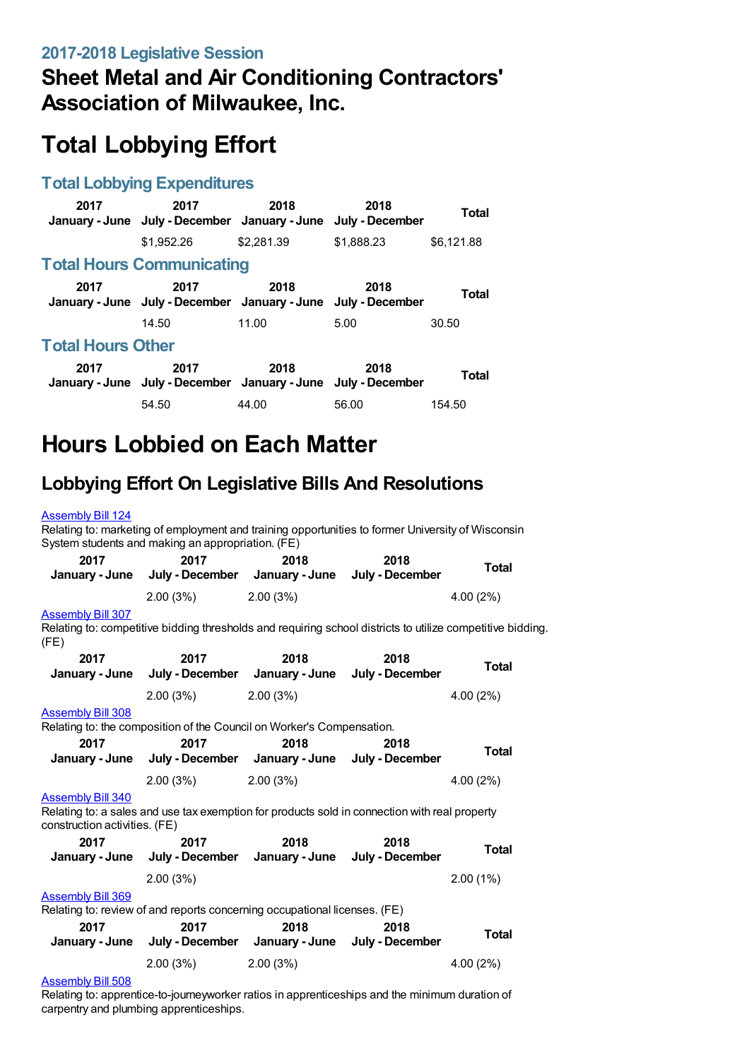### 2017-2018 Legislative Session

## Sheet Metal and Air Conditioning Contractors' Association of Milwaukee, Inc.

# Total Lobbying Effort

### Total Lobbying Expenditures

| 2017 January - June | 2017 July - December | 2018 January - June | 2018 July - December | Total |
|---|---|---|---|---|
| | $1,952.26 | $2,281.39 | $1,888.23 | $6,121.88 |

### Total Hours Communicating

| 2017 January - June | 2017 July - December | 2018 January - June | 2018 July - December | Total |
|---|---|---|---|---|
| | 14.50 | 11.00 | 5.00 | 30.50 |

### Total Hours Other

| 2017 January - June | 2017 July - December | 2018 January - June | 2018 July - December | Total |
|---|---|---|---|---|
| | 54.50 | 44.00 | 56.00 | 154.50 |

# Hours Lobbied on Each Matter

## Lobbying Effort On Legislative Bills And Resolutions

Assembly Bill 124

Relating to: marketing of employment and training opportunities to former University of Wisconsin System students and making an appropriation. (FE)

| 2017 January - June | 2017 July - December | 2018 January - June | 2018 July - December | Total |
|---|---|---|---|---|
| | 2.00 (3%) | 2.00 (3%) | | 4.00 (2%) |

Assembly Bill 307

Relating to: competitive bidding thresholds and requiring school districts to utilize competitive bidding. (FE)

| 2017 January - June | 2017 July - December | 2018 January - June | 2018 July - December | Total |
|---|---|---|---|---|
| | 2.00 (3%) | 2.00 (3%) | | 4.00 (2%) |

Assembly Bill 308

Relating to: the composition of the Council on Worker's Compensation.

| 2017 January - June | 2017 July - December | 2018 January - June | 2018 July - December | Total |
|---|---|---|---|---|
| | 2.00 (3%) | 2.00 (3%) | | 4.00 (2%) |

Assembly Bill 340

Relating to: a sales and use tax exemption for products sold in connection with real property construction activities. (FE)

| 2017 January - June | 2017 July - December | 2018 January - June | 2018 July - December | Total |
|---|---|---|---|---|
| | 2.00 (3%) | | | 2.00 (1%) |

Assembly Bill 369

Relating to: review of and reports concerning occupational licenses. (FE)

| 2017 January - June | 2017 July - December | 2018 January - June | 2018 July - December | Total |
|---|---|---|---|---|
| | 2.00 (3%) | 2.00 (3%) | | 4.00 (2%) |

Assembly Bill 508

Relating to: apprentice-to-journeyworker ratios in apprenticeships and the minimum duration of carpentry and plumbing apprenticeships.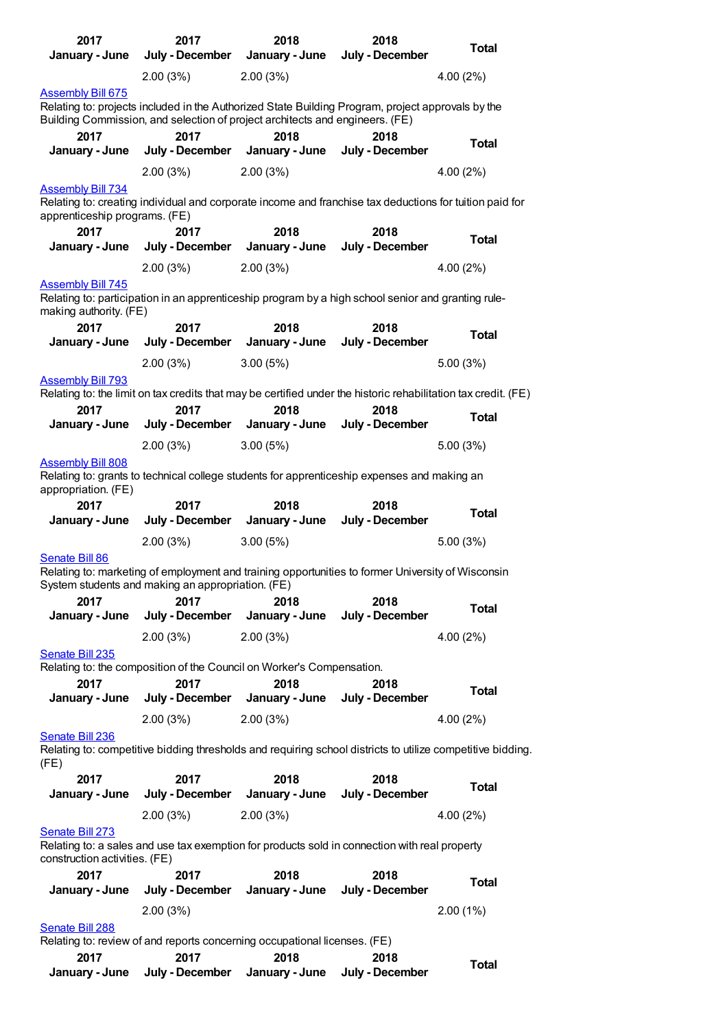| 2017 January - June | 2017 July - December | 2018 January - June | 2018 July - December | Total |
|---|---|---|---|---|
| | 2.00 (3%) | 2.00 (3%) | | 4.00 (2%) |

Assembly Bill 675
Relating to: projects included in the Authorized State Building Program, project approvals by the Building Commission, and selection of project architects and engineers. (FE)

| 2017 January - June | 2017 July - December | 2018 January - June | 2018 July - December | Total |
|---|---|---|---|---|
| | 2.00 (3%) | 2.00 (3%) | | 4.00 (2%) |

Assembly Bill 734
Relating to: creating individual and corporate income and franchise tax deductions for tuition paid for apprenticeship programs. (FE)

| 2017 January - June | 2017 July - December | 2018 January - June | 2018 July - December | Total |
|---|---|---|---|---|
| | 2.00 (3%) | 2.00 (3%) | | 4.00 (2%) |

Assembly Bill 745
Relating to: participation in an apprenticeship program by a high school senior and granting rule-making authority. (FE)

| 2017 January - June | 2017 July - December | 2018 January - June | 2018 July - December | Total |
|---|---|---|---|---|
| | 2.00 (3%) | 3.00 (5%) | | 5.00 (3%) |

Assembly Bill 793
Relating to: the limit on tax credits that may be certified under the historic rehabilitation tax credit. (FE)

| 2017 January - June | 2017 July - December | 2018 January - June | 2018 July - December | Total |
|---|---|---|---|---|
| | 2.00 (3%) | 3.00 (5%) | | 5.00 (3%) |

Assembly Bill 808
Relating to: grants to technical college students for apprenticeship expenses and making an appropriation. (FE)

| 2017 January - June | 2017 July - December | 2018 January - June | 2018 July - December | Total |
|---|---|---|---|---|
| | 2.00 (3%) | 3.00 (5%) | | 5.00 (3%) |

Senate Bill 86
Relating to: marketing of employment and training opportunities to former University of Wisconsin System students and making an appropriation. (FE)

| 2017 January - June | 2017 July - December | 2018 January - June | 2018 July - December | Total |
|---|---|---|---|---|
| | 2.00 (3%) | 2.00 (3%) | | 4.00 (2%) |

Senate Bill 235
Relating to: the composition of the Council on Worker's Compensation.

| 2017 January - June | 2017 July - December | 2018 January - June | 2018 July - December | Total |
|---|---|---|---|---|
| | 2.00 (3%) | 2.00 (3%) | | 4.00 (2%) |

Senate Bill 236
Relating to: competitive bidding thresholds and requiring school districts to utilize competitive bidding. (FE)

| 2017 January - June | 2017 July - December | 2018 January - June | 2018 July - December | Total |
|---|---|---|---|---|
| | 2.00 (3%) | 2.00 (3%) | | 4.00 (2%) |

Senate Bill 273
Relating to: a sales and use tax exemption for products sold in connection with real property construction activities. (FE)

| 2017 January - June | 2017 July - December | 2018 January - June | 2018 July - December | Total |
|---|---|---|---|---|
| | 2.00 (3%) | | | 2.00 (1%) |

Senate Bill 288
Relating to: review of and reports concerning occupational licenses. (FE)

| 2017 January - June | 2017 July - December | 2018 January - June | 2018 July - December | Total |
|---|---|---|---|---|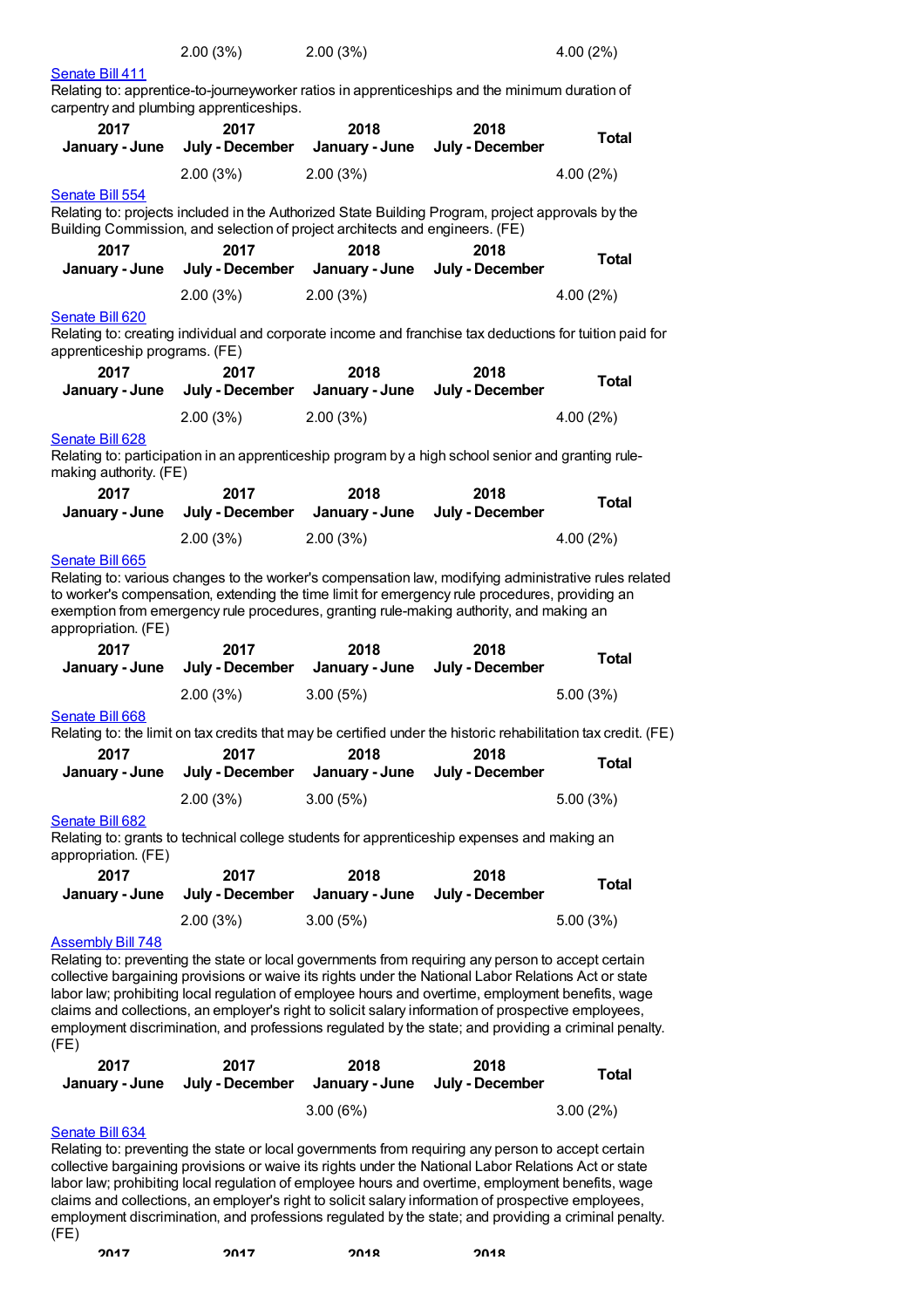| | 2.00 (3%) | 2.00 (3%) | | 4.00 (2%) |
|---|---|---|---|---|

Senate Bill 411

Relating to: apprentice-to-journeyworker ratios in apprenticeships and the minimum duration of carpentry and plumbing apprenticeships.

| 2017 January - June | 2017 July - December | 2018 January - June | 2018 July - December | Total |
|---|---|---|---|---|
| | 2.00 (3%) | 2.00 (3%) | | 4.00 (2%) |

Senate Bill 554

Relating to: projects included in the Authorized State Building Program, project approvals by the Building Commission, and selection of project architects and engineers. (FE)

| 2017 January - June | 2017 July - December | 2018 January - June | 2018 July - December | Total |
|---|---|---|---|---|
| | 2.00 (3%) | 2.00 (3%) | | 4.00 (2%) |

Senate Bill 620

Relating to: creating individual and corporate income and franchise tax deductions for tuition paid for apprenticeship programs. (FE)

| 2017 January - June | 2017 July - December | 2018 January - June | 2018 July - December | Total |
|---|---|---|---|---|
| | 2.00 (3%) | 2.00 (3%) | | 4.00 (2%) |

Senate Bill 628

Relating to: participation in an apprenticeship program by a high school senior and granting rule-making authority. (FE)

| 2017 January - June | 2017 July - December | 2018 January - June | 2018 July - December | Total |
|---|---|---|---|---|
| | 2.00 (3%) | 2.00 (3%) | | 4.00 (2%) |

Senate Bill 665

Relating to: various changes to the worker's compensation law, modifying administrative rules related to worker's compensation, extending the time limit for emergency rule procedures, providing an exemption from emergency rule procedures, granting rule-making authority, and making an appropriation. (FE)

| 2017 January - June | 2017 July - December | 2018 January - June | 2018 July - December | Total |
|---|---|---|---|---|
| | 2.00 (3%) | 3.00 (5%) | | 5.00 (3%) |

Senate Bill 668

Relating to: the limit on tax credits that may be certified under the historic rehabilitation tax credit. (FE)

| 2017 January - June | 2017 July - December | 2018 January - June | 2018 July - December | Total |
|---|---|---|---|---|
| | 2.00 (3%) | 3.00 (5%) | | 5.00 (3%) |

Senate Bill 682

Relating to: grants to technical college students for apprenticeship expenses and making an appropriation. (FE)

| 2017 January - June | 2017 July - December | 2018 January - June | 2018 July - December | Total |
|---|---|---|---|---|
| | 2.00 (3%) | 3.00 (5%) | | 5.00 (3%) |

Assembly Bill 748

Relating to: preventing the state or local governments from requiring any person to accept certain collective bargaining provisions or waive its rights under the National Labor Relations Act or state labor law; prohibiting local regulation of employee hours and overtime, employment benefits, wage claims and collections, an employer's right to solicit salary information of prospective employees, employment discrimination, and professions regulated by the state; and providing a criminal penalty. (FE)

| 2017 January - June | 2017 July - December | 2018 January - June | 2018 July - December | Total |
|---|---|---|---|---|
| | | 3.00 (6%) | | 3.00 (2%) |

Senate Bill 634

Relating to: preventing the state or local governments from requiring any person to accept certain collective bargaining provisions or waive its rights under the National Labor Relations Act or state labor law; prohibiting local regulation of employee hours and overtime, employment benefits, wage claims and collections, an employer's right to solicit salary information of prospective employees, employment discrimination, and professions regulated by the state; and providing a criminal penalty. (FE)

| 2017 | 2017 | 2018 | 2018 |
|---|---|---|---|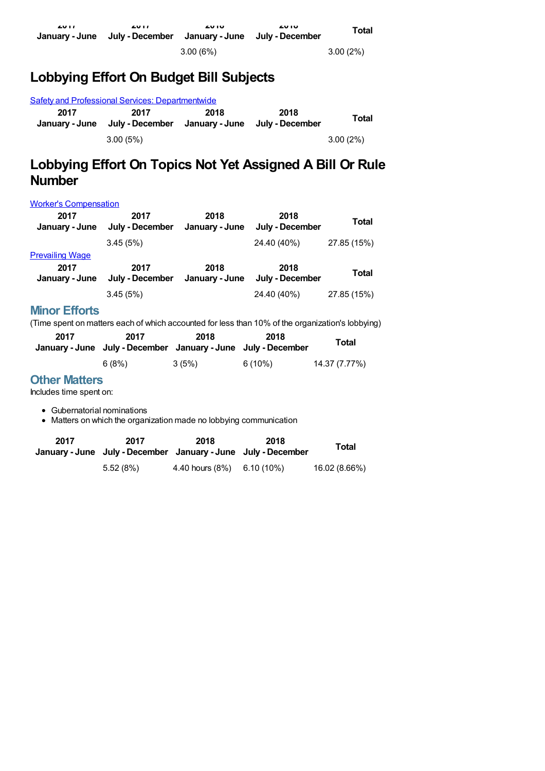| 2017 January - June | 2017 July - December | 2018 January - June | 2018 July - December | Total |
|---|---|---|---|---|
| | | 3.00 (6%) | | 3.00 (2%) |

## Lobbying Effort On Budget Bill Subjects

Safety and Professional Services: Departmentwide

| 2017 January - June | 2017 July - December | 2018 January - June | 2018 July - December | Total |
|---|---|---|---|---|
| | 3.00 (5%) | | | 3.00 (2%) |

## Lobbying Effort On Topics Not Yet Assigned A Bill Or Rule Number

Worker's Compensation

| 2017 January - June | 2017 July - December | 2018 January - June | 2018 July - December | Total |
|---|---|---|---|---|
| | 3.45 (5%) | | 24.40 (40%) | 27.85 (15%) |

Prevailing Wage

| 2017 January - June | 2017 July - December | 2018 January - June | 2018 July - December | Total |
|---|---|---|---|---|
| | 3.45 (5%) | | 24.40 (40%) | 27.85 (15%) |

### Minor Efforts

(Time spent on matters each of which accounted for less than 10% of the organization's lobbying)

| 2017 January - June | 2017 July - December | 2018 January - June | 2018 July - December | Total |
|---|---|---|---|---|
| | 6 (8%) | 3 (5%) | 6 (10%) | 14.37 (7.77%) |

### Other Matters

Includes time spent on:

- Gubernatorial nominations
- Matters on which the organization made no lobbying communication

| 2017 January - June | 2017 July - December | 2018 January - June | 2018 July - December | Total |
|---|---|---|---|---|
| | 5.52 (8%) | 4.40 hours (8%) | 6.10 (10%) | 16.02 (8.66%) |